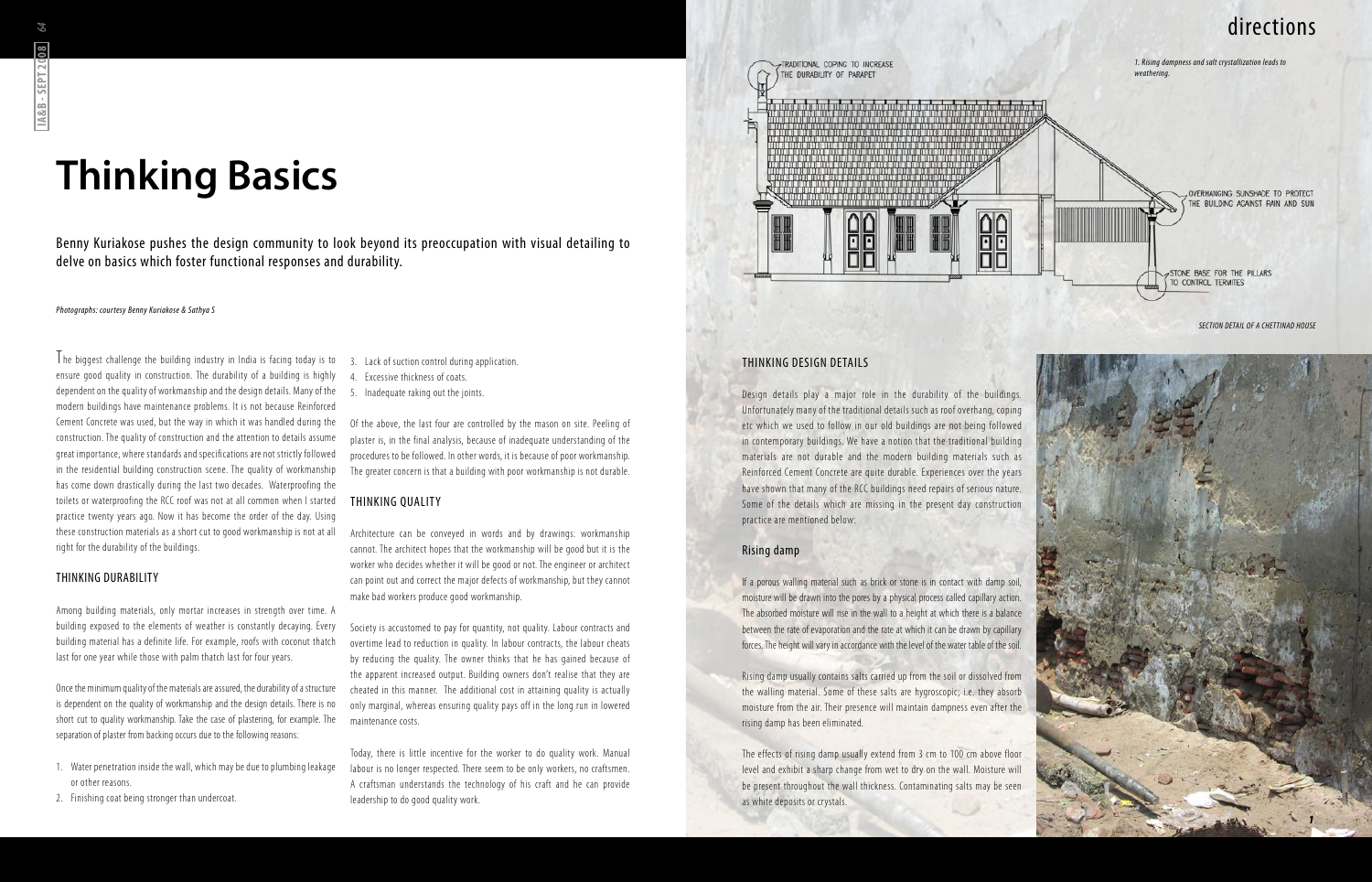# Thinking Basics

Benny Kuriakose pushes the design community to look beyond its preoccupation with visual detailing to delve on basics which foster functional responses and durability.

*Photographs: courtesy Benny Kuriakose & Sathya S*

The biggest challenge the building industry in India is facing today is to ensure good quality in construction. The durability of a building is highly dependent on the quality of workmanship and the design details. Many of the modern buildings have maintenance problems. It is not because Reinforced Cement Concrete was used, but the way in which it was handled during the construction. The quality of construction and the attention to details assume great importance, where standards and specifications are not strictly followed in the residential building construction scene. The quality of workmanship has come down drastically during the last two decades. Waterproofing the toilets or waterproofing the RCC roof was not at all common when I started practice twenty years ago. Now it has become the order of the day. Using these construction materials as a short cut to good workmanship is not at all right for the durability of the buildings.

## THINKING DURABILITY

Among building materials, only mortar increases in strength over time. A building exposed to the elements of weather is constantly decaying. Every building material has a definite life. For example, roofs with coconut thatch last for one year while those with palm thatch last for four years.

Once the minimum quality of the materials are assured, the durability of a structure is dependent on the quality of workmanship and the design details. There is no short cut to quality workmanship. Take the case of plastering, for example. The separation of plaster from backing occurs due to the following reasons:

1. Water penetration inside the wall, which may be due to plumbing leakage or other reasons.
2. Finishing coat being stronger than undercoat.
3. Lack of suction control during application.
4. Excessive thickness of coats.
5. Inadequate raking out the joints.

Of the above, the last four are controlled by the mason on site. Peeling of plaster is, in the final analysis, because of inadequate understanding of the procedures to be followed. In other words, it is because of poor workmanship. The greater concern is that a building with poor workmanship is not durable.

## THINKING QUALITY

Architecture can be conveyed in words and by drawings: workmanship cannot. The architect hopes that the workmanship will be good but it is the worker who decides whether it will be good or not. The engineer or architect can point out and correct the major defects of workmanship, but they cannot make bad workers produce good workmanship.

Society is accustomed to pay for quantity, not quality. Labour contracts and overtime lead to reduction in quality. In labour contracts, the labour cheats by reducing the quality. The owner thinks that he has gained because of the apparent increased output. Building owners don't realise that they are cheated in this manner. The additional cost in attaining quality is actually only marginal, whereas ensuring quality pays off in the long run in lowered maintenance costs.

Today, there is little incentive for the worker to do quality work. Manual labour is no longer respected. There seem to be only workers, no craftsmen. A craftsman understands the technology of his craft and he can provide leadership to do good quality work.

TRADITIONAL COPING TO INCREASE THE DURABILITY OF PARAPET

OVERHANGING SUNSHADE TO PROTECT THE BUILDING AGAINST RAIN AND SUN

STONE BASE FOR THE PILLARS TO CONTROL TERMITES

*SECTION DETAIL OF A CHETTINAD HOUSE*

*1. Rising dampness and salt crystallization leads to weathering.*

## THINKING DESIGN DETAILS

Design details play a major role in the durability of the buildings. Unfortunately many of the traditional details such as roof overhang, coping etc which we used to follow in our old buildings are not being followed in contemporary buildings. We have a notion that the traditional building materials are not durable and the modern building materials such as Reinforced Cement Concrete are quite durable. Experiences over the years have shown that many of the RCC buildings need repairs of serious nature. Some of the details which are missing in the present day construction practice are mentioned below:

### Rising damp

If a porous walling material such as brick or stone is in contact with damp soil, moisture will be drawn into the pores by a physical process called capillary action. The absorbed moisture will rise in the wall to a height at which there is a balance between the rate of evaporation and the rate at which it can be drawn by capillary forces. The height will vary in accordance with the level of the water table of the soil.

Rising damp usually contains salts carried up from the soil or dissolved from the walling material. Some of these salts are hygroscopic; i.e. they absorb moisture from the air. Their presence will maintain dampness even after the rising damp has been eliminated.

The effects of rising damp usually extend from 3 cm to 100 cm above floor level and exhibit a sharp change from wet to dry on the wall. Moisture will be present throughout the wall thickness. Contaminating salts may be seen as white deposits or crystals.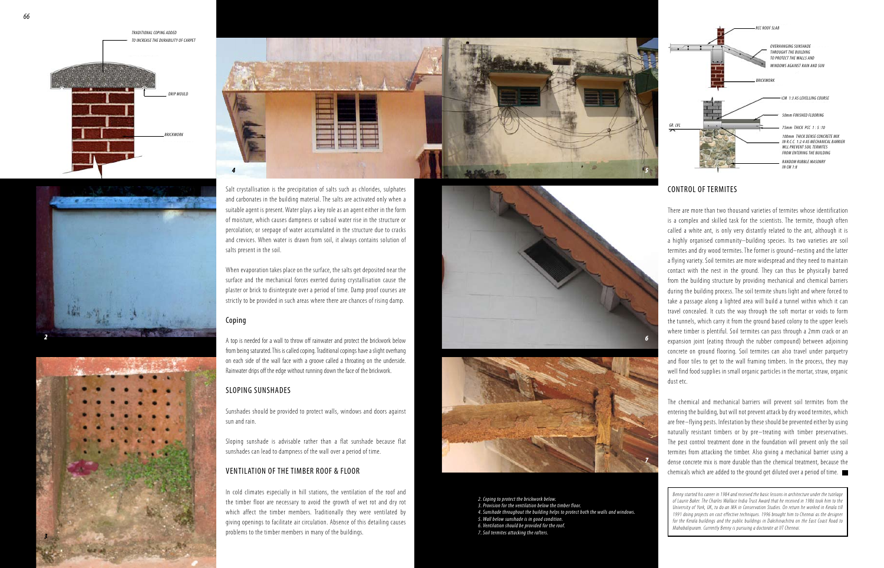TRADITIONAL COPING ADDED TO INCREASE THE DURABILITY OF CARPET

DRIP MOULD

BRICKWORK

Salt crystallisation is the precipitation of salts such as chlorides, sulphates and carbonates in the building material. The salts are activated only when a suitable agent is present. Water plays a key role as an agent either in the form of moisture, which causes dampness or subsoil water rise in the structure or percolation; or seepage of water accumulated in the structure due to cracks and crevices. When water is drawn from soil, it always contains solution of salts present in the soil.

When evaporation takes place on the surface, the salts get deposited near the surface and the mechanical forces exerted during crystallisation cause the plaster or brick to disintegrate over a period of time. Damp proof courses are strictly to be provided in such areas where there are chances of rising damp.

### Coping

A top is needed for a wall to throw off rainwater and protect the brickwork below from being saturated. This is called coping. Traditional copings have a slight overhang on each side of the wall face with a groove called a throating on the underside. Rainwater drips off the edge without running down the face of the brickwork.

## SLOPING SUNSHADES

Sunshades should be provided to protect walls, windows and doors against sun and rain.

Sloping sunshade is advisable rather than a flat sunshade because flat sunshades can lead to dampness of the wall over a period of time.

## VENTILATION OF THE TIMBER ROOF & FLOOR

In cold climates especially in hill stations, the ventilation of the roof and the timber floor are necessary to avoid the growth of wet rot and dry rot which affect the timber members. Traditionally they were ventilated by giving openings to facilitate air circulation. Absence of this detailing causes problems to the timber members in many of the buildings.

2. Coping to protect the brickwork below.
3. Provision for the ventilation below the timber floor.
4. Sunshade throughout the building helps to protect both the walls and windows.
5. Wall below sunshade is in good condition.
6. Ventilation should be provided for the roof.
7. Soil termites attacking the rafters.

RCC ROOF SLAB

OVERHANGING SUNSHADE THROUGHT THE BUILDING TO PROTECT THE WALLS AND WINDOWS AGAINST RAIN AND SUN

BRICKWORK

ICM 1:3 AS LEVELLING COURSE

50mm FINISHED FLOORING

GR. LVL

75mm THICK PCC 1:5:10

100mm THICK DENSE CONCRETE MIX IN R.C.C. 1:2:4 AS MECHANICAL BARRIER WILL PREVENT SOIL TERMITES FROM ENTERING THE BUILDING

RANDOM RUBBLE MASONRY IN CM 1:8

## CONTROL OF TERMITES

There are more than two thousand varieties of termites whose identification is a complex and skilled task for the scientists. The termite, though often called a white ant, is only very distantly related to the ant, although it is a highly organised community–building species. Its two varieties are soil termites and dry wood termites. The former is ground–nesting and the latter a flying variety. Soil termites are more widespread and they need to maintain contact with the nest in the ground. They can thus be physically barred from the building structure by providing mechanical and chemical barriers during the building process. The soil termite shuns light and where forced to take a passage along a lighted area will build a tunnel within which it can travel concealed. It cuts the way through the soft mortar or voids to form the tunnels, which carry it from the ground based colony to the upper levels where timber is plentiful. Soil termites can pass through a 2mm crack or an expansion joint (eating through the rubber compound) between adjoining concrete on ground flooring. Soil termites can also travel under parquetry and floor tiles to get to the wall framing timbers. In the process, they may well find food supplies in small organic particles in the mortar, straw, organic dust etc.

The chemical and mechanical barriers will prevent soil termites from the entering the building, but will not prevent attack by dry wood termites, which are free–flying pests. Infestation by these should be prevented either by using naturally resistant timbers or by pre–treating with timber preservatives. The pest control treatment done in the foundation will prevent only the soil termites from attacking the timber. Also giving a mechanical barrier using a dense concrete mix is more durable than the chemical treatment, because the chemicals which are added to the ground get diluted over a period of time. ■

*Benny started his career in 1984 and received the basic lessons in architecture under the tutelage of Laurie Baker. The Charles Wallace India Trust Award that he received in 1986 took him to the University of York, UK, to do an MA in Conservation Studies. On return he worked in Kerala till 1991 doing projects on cost effective techniques. 1996 brought him to Chennai as the designer for the Kerala buildings and the public buildings in Dakshinachitra on the East Coast Road to Mahabalipuram. Currently Benny is pursuing a doctorate at IIT Chennai.*